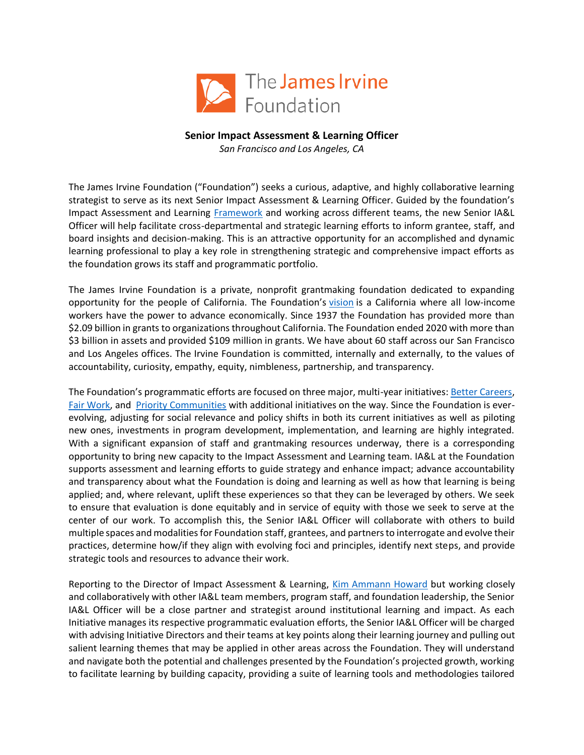The James Irvine Foundation

**Senior Impact Assessment & Learning Officer**
*San Francisco and Los Angeles, CA*

The James Irvine Foundation ("Foundation") seeks a curious, adaptive, and highly collaborative learning strategist to serve as its next Senior Impact Assessment & Learning Officer. Guided by the foundation's Impact Assessment and Learning Framework and working across different teams, the new Senior IA&L Officer will help facilitate cross-departmental and strategic learning efforts to inform grantee, staff, and board insights and decision-making. This is an attractive opportunity for an accomplished and dynamic learning professional to play a key role in strengthening strategic and comprehensive impact efforts as the foundation grows its staff and programmatic portfolio.

The James Irvine Foundation is a private, nonprofit grantmaking foundation dedicated to expanding opportunity for the people of California. The Foundation's vision is a California where all low-income workers have the power to advance economically. Since 1937 the Foundation has provided more than $2.09 billion in grants to organizations throughout California. The Foundation ended 2020 with more than $3 billion in assets and provided $109 million in grants. We have about 60 staff across our San Francisco and Los Angeles offices. The Irvine Foundation is committed, internally and externally, to the values of accountability, curiosity, empathy, equity, nimbleness, partnership, and transparency.

The Foundation's programmatic efforts are focused on three major, multi-year initiatives: Better Careers, Fair Work, and Priority Communities with additional initiatives on the way. Since the Foundation is ever-evolving, adjusting for social relevance and policy shifts in both its current initiatives as well as piloting new ones, investments in program development, implementation, and learning are highly integrated. With a significant expansion of staff and grantmaking resources underway, there is a corresponding opportunity to bring new capacity to the Impact Assessment and Learning team. IA&L at the Foundation supports assessment and learning efforts to guide strategy and enhance impact; advance accountability and transparency about what the Foundation is doing and learning as well as how that learning is being applied; and, where relevant, uplift these experiences so that they can be leveraged by others. We seek to ensure that evaluation is done equitably and in service of equity with those we seek to serve at the center of our work. To accomplish this, the Senior IA&L Officer will collaborate with others to build multiple spaces and modalities for Foundation staff, grantees, and partners to interrogate and evolve their practices, determine how/if they align with evolving foci and principles, identify next steps, and provide strategic tools and resources to advance their work.

Reporting to the Director of Impact Assessment & Learning, Kim Ammann Howard but working closely and collaboratively with other IA&L team members, program staff, and foundation leadership, the Senior IA&L Officer will be a close partner and strategist around institutional learning and impact. As each Initiative manages its respective programmatic evaluation efforts, the Senior IA&L Officer will be charged with advising Initiative Directors and their teams at key points along their learning journey and pulling out salient learning themes that may be applied in other areas across the Foundation. They will understand and navigate both the potential and challenges presented by the Foundation's projected growth, working to facilitate learning by building capacity, providing a suite of learning tools and methodologies tailored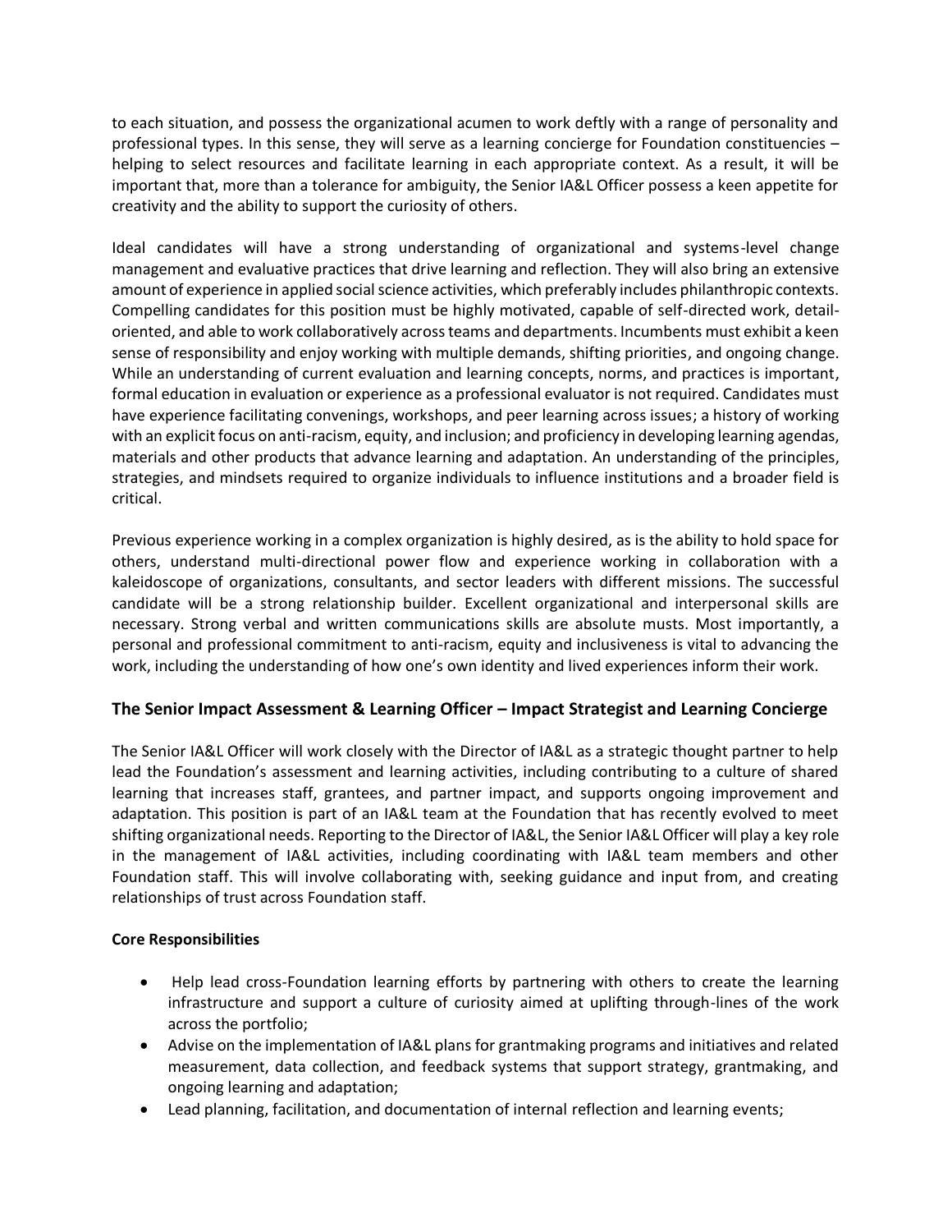to each situation, and possess the organizational acumen to work deftly with a range of personality and professional types. In this sense, they will serve as a learning concierge for Foundation constituencies – helping to select resources and facilitate learning in each appropriate context. As a result, it will be important that, more than a tolerance for ambiguity, the Senior IA&L Officer possess a keen appetite for creativity and the ability to support the curiosity of others.

Ideal candidates will have a strong understanding of organizational and systems-level change management and evaluative practices that drive learning and reflection. They will also bring an extensive amount of experience in applied social science activities, which preferably includes philanthropic contexts. Compelling candidates for this position must be highly motivated, capable of self-directed work, detail-oriented, and able to work collaboratively across teams and departments. Incumbents must exhibit a keen sense of responsibility and enjoy working with multiple demands, shifting priorities, and ongoing change. While an understanding of current evaluation and learning concepts, norms, and practices is important, formal education in evaluation or experience as a professional evaluator is not required. Candidates must have experience facilitating convenings, workshops, and peer learning across issues; a history of working with an explicit focus on anti-racism, equity, and inclusion; and proficiency in developing learning agendas, materials and other products that advance learning and adaptation. An understanding of the principles, strategies, and mindsets required to organize individuals to influence institutions and a broader field is critical.

Previous experience working in a complex organization is highly desired, as is the ability to hold space for others, understand multi-directional power flow and experience working in collaboration with a kaleidoscope of organizations, consultants, and sector leaders with different missions. The successful candidate will be a strong relationship builder. Excellent organizational and interpersonal skills are necessary. Strong verbal and written communications skills are absolute musts. Most importantly, a personal and professional commitment to anti-racism, equity and inclusiveness is vital to advancing the work, including the understanding of how one's own identity and lived experiences inform their work.

## The Senior Impact Assessment & Learning Officer – Impact Strategist and Learning Concierge

The Senior IA&L Officer will work closely with the Director of IA&L as a strategic thought partner to help lead the Foundation's assessment and learning activities, including contributing to a culture of shared learning that increases staff, grantees, and partner impact, and supports ongoing improvement and adaptation. This position is part of an IA&L team at the Foundation that has recently evolved to meet shifting organizational needs. Reporting to the Director of IA&L, the Senior IA&L Officer will play a key role in the management of IA&L activities, including coordinating with IA&L team members and other Foundation staff. This will involve collaborating with, seeking guidance and input from, and creating relationships of trust across Foundation staff.

**Core Responsibilities**

- Help lead cross-Foundation learning efforts by partnering with others to create the learning infrastructure and support a culture of curiosity aimed at uplifting through-lines of the work across the portfolio;
- Advise on the implementation of IA&L plans for grantmaking programs and initiatives and related measurement, data collection, and feedback systems that support strategy, grantmaking, and ongoing learning and adaptation;
- Lead planning, facilitation, and documentation of internal reflection and learning events;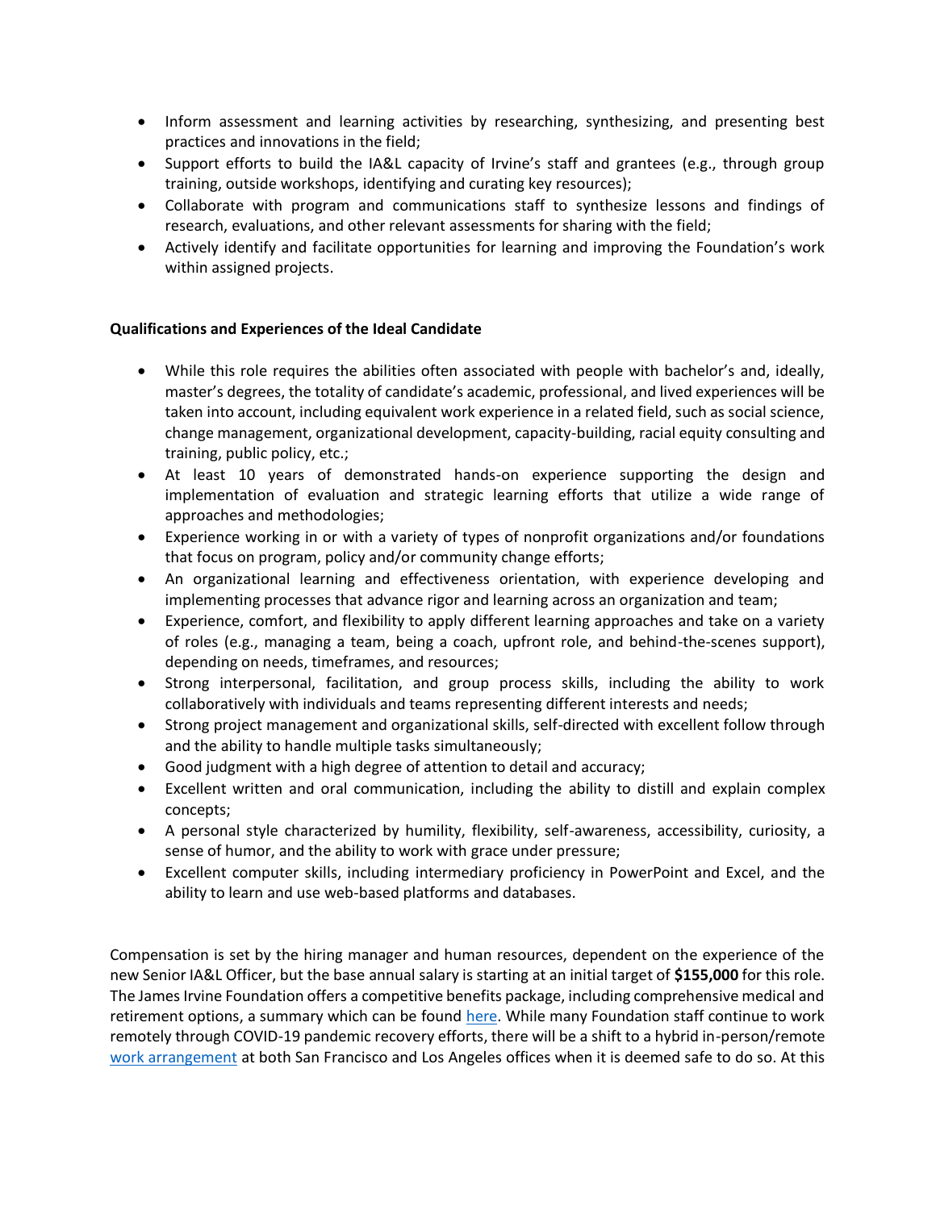- Inform assessment and learning activities by researching, synthesizing, and presenting best practices and innovations in the field;
- Support efforts to build the IA&L capacity of Irvine's staff and grantees (e.g., through group training, outside workshops, identifying and curating key resources);
- Collaborate with program and communications staff to synthesize lessons and findings of research, evaluations, and other relevant assessments for sharing with the field;
- Actively identify and facilitate opportunities for learning and improving the Foundation's work within assigned projects.

**Qualifications and Experiences of the Ideal Candidate**

- While this role requires the abilities often associated with people with bachelor's and, ideally, master's degrees, the totality of candidate's academic, professional, and lived experiences will be taken into account, including equivalent work experience in a related field, such as social science, change management, organizational development, capacity-building, racial equity consulting and training, public policy, etc.;
- At least 10 years of demonstrated hands-on experience supporting the design and implementation of evaluation and strategic learning efforts that utilize a wide range of approaches and methodologies;
- Experience working in or with a variety of types of nonprofit organizations and/or foundations that focus on program, policy and/or community change efforts;
- An organizational learning and effectiveness orientation, with experience developing and implementing processes that advance rigor and learning across an organization and team;
- Experience, comfort, and flexibility to apply different learning approaches and take on a variety of roles (e.g., managing a team, being a coach, upfront role, and behind-the-scenes support), depending on needs, timeframes, and resources;
- Strong interpersonal, facilitation, and group process skills, including the ability to work collaboratively with individuals and teams representing different interests and needs;
- Strong project management and organizational skills, self-directed with excellent follow through and the ability to handle multiple tasks simultaneously;
- Good judgment with a high degree of attention to detail and accuracy;
- Excellent written and oral communication, including the ability to distill and explain complex concepts;
- A personal style characterized by humility, flexibility, self-awareness, accessibility, curiosity, a sense of humor, and the ability to work with grace under pressure;
- Excellent computer skills, including intermediary proficiency in PowerPoint and Excel, and the ability to learn and use web-based platforms and databases.

Compensation is set by the hiring manager and human resources, dependent on the experience of the new Senior IA&L Officer, but the base annual salary is starting at an initial target of **$155,000** for this role. The James Irvine Foundation offers a competitive benefits package, including comprehensive medical and retirement options, a summary which can be found here. While many Foundation staff continue to work remotely through COVID-19 pandemic recovery efforts, there will be a shift to a hybrid in-person/remote work arrangement at both San Francisco and Los Angeles offices when it is deemed safe to do so. At this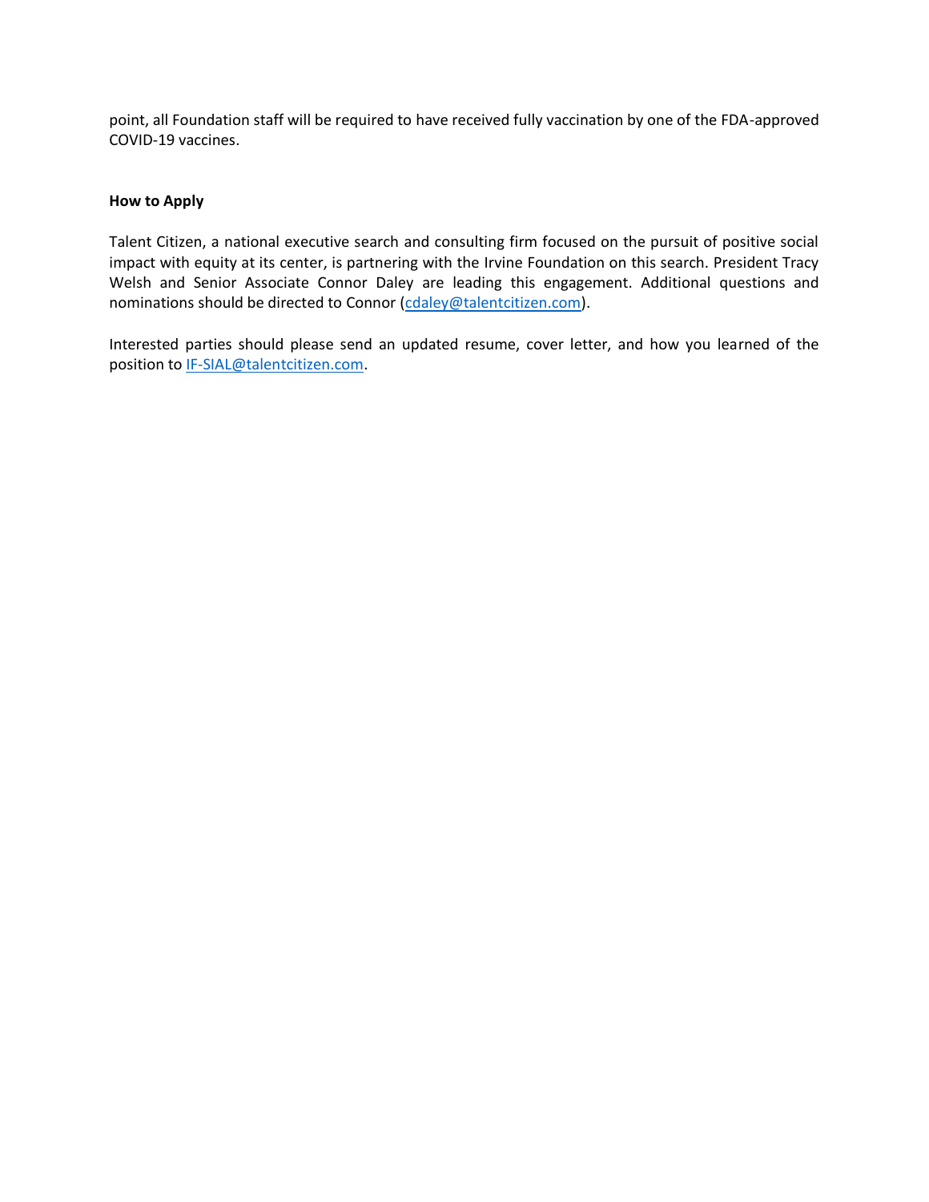point, all Foundation staff will be required to have received fully vaccination by one of the FDA-approved COVID-19 vaccines.

**How to Apply**

Talent Citizen, a national executive search and consulting firm focused on the pursuit of positive social impact with equity at its center, is partnering with the Irvine Foundation on this search. President Tracy Welsh and Senior Associate Connor Daley are leading this engagement. Additional questions and nominations should be directed to Connor (cdaley@talentcitizen.com).

Interested parties should please send an updated resume, cover letter, and how you learned of the position to IF-SIAL@talentcitizen.com.